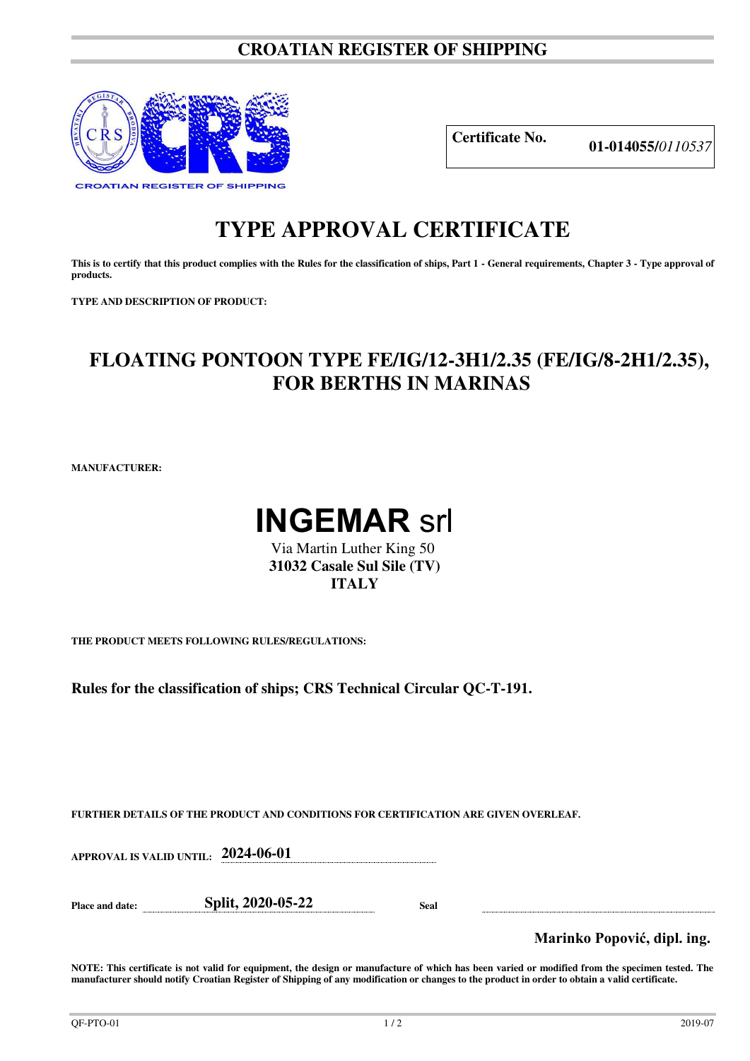# CROATIAN REGISTER OF SHIPPING

| **Certificate No.** | **01-014055/**_0110537_ |
|---|---|

# TYPE APPROVAL CERTIFICATE

**This is to certify that this product complies with the Rules for the classification of ships, Part 1 - General requirements, Chapter 3 - Type approval of products.**

**TYPE AND DESCRIPTION OF PRODUCT:**

## FLOATING PONTOON TYPE FE/IG/12-3H1/2.35 (FE/IG/8-2H1/2.35), FOR BERTHS IN MARINAS

**MANUFACTURER:**

## INGEMAR srl

Via Martin Luther King 50
**31032 Casale Sul Sile (TV)**
**ITALY**

**THE PRODUCT MEETS FOLLOWING RULES/REGULATIONS:**

**Rules for the classification of ships; CRS Technical Circular QC-T-191.**

**FURTHER DETAILS OF THE PRODUCT AND CONDITIONS FOR CERTIFICATION ARE GIVEN OVERLEAF.**

**APPROVAL IS VALID UNTIL:** **2024-06-01**

**Place and date:** **Split, 2020-05-22** **Seal**

**Marinko Popović, dipl. ing.**

**NOTE: This certificate is not valid for equipment, the design or manufacture of which has been varied or modified from the specimen tested. The manufacturer should notify Croatian Register of Shipping of any modification or changes to the product in order to obtain a valid certificate.**

QF-PTO-01 2019-07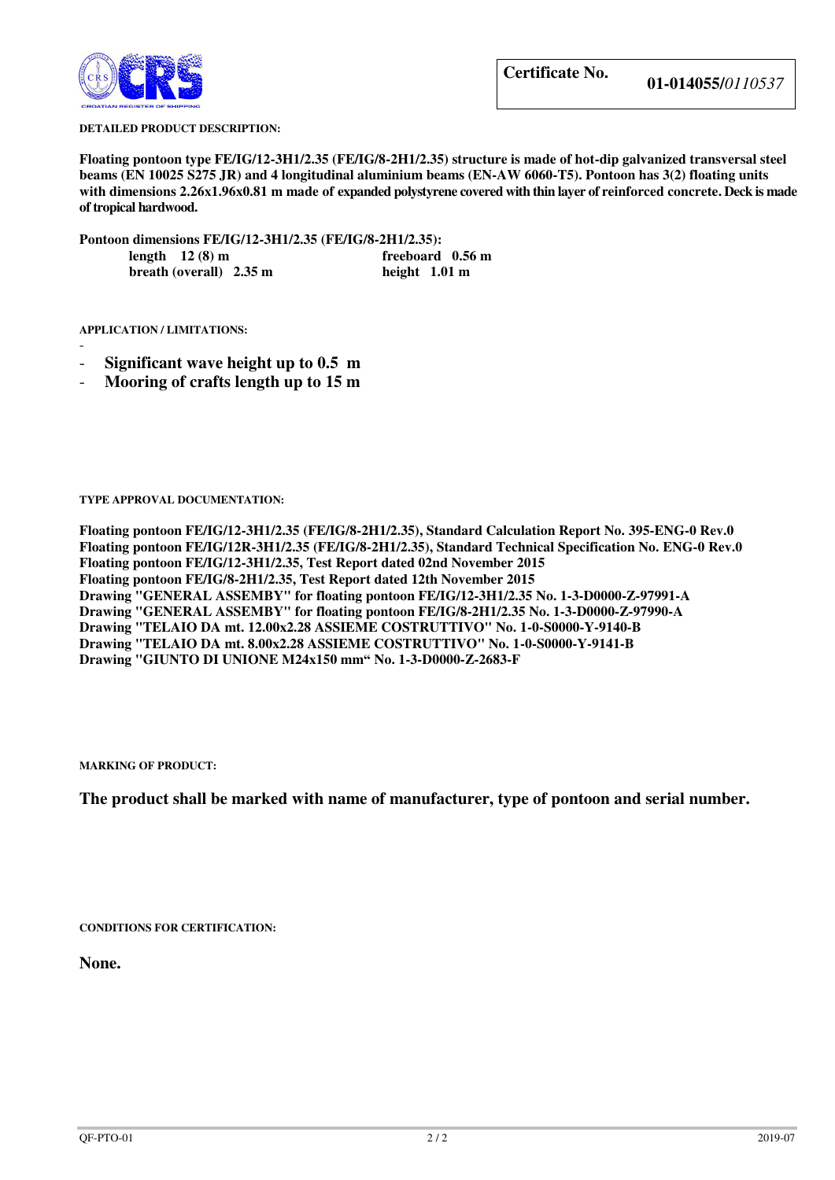**Certificate No.** **01-014055/***0110537*

**DETAILED PRODUCT DESCRIPTION:**

**Floating pontoon type FE/IG/12-3H1/2.35 (FE/IG/8-2H1/2.35) structure is made of hot-dip galvanized transversal steel beams (EN 10025 S275 JR) and 4 longitudinal aluminium beams (EN-AW 6060-T5). Pontoon has 3(2) floating units with dimensions 2.26x1.96x0.81 m made of expanded polystyrene covered with thin layer of reinforced concrete. Deck is made of tropical hardwood.**

**Pontoon dimensions FE/IG/12-3H1/2.35 (FE/IG/8-2H1/2.35):**

| | |
|---|---|
| **length 12 (8) m** | **freeboard 0.56 m** |
| **breath (overall) 2.35 m** | **height 1.01 m** |

**APPLICATION / LIMITATIONS:**

- **Significant wave height up to 0.5 m**
- **Mooring of crafts length up to 15 m**

**TYPE APPROVAL DOCUMENTATION:**

**Floating pontoon FE/IG/12-3H1/2.35 (FE/IG/8-2H1/2.35), Standard Calculation Report No. 395-ENG-0 Rev.0**
**Floating pontoon FE/IG/12R-3H1/2.35 (FE/IG/8-2H1/2.35), Standard Technical Specification No. ENG-0 Rev.0**
**Floating pontoon FE/IG/12-3H1/2.35, Test Report dated 02nd November 2015**
**Floating pontoon FE/IG/8-2H1/2.35, Test Report dated 12th November 2015**
**Drawing "GENERAL ASSEMBY" for floating pontoon FE/IG/12-3H1/2.35 No. 1-3-D0000-Z-97991-A**
**Drawing "GENERAL ASSEMBY" for floating pontoon FE/IG/8-2H1/2.35 No. 1-3-D0000-Z-97990-A**
**Drawing "TELAIO DA mt. 12.00x2.28 ASSIEME COSTRUTTIVO" No. 1-0-S0000-Y-9140-B**
**Drawing "TELAIO DA mt. 8.00x2.28 ASSIEME COSTRUTTIVO" No. 1-0-S0000-Y-9141-B**
**Drawing "GIUNTO DI UNIONE M24x150 mm" No. 1-3-D0000-Z-2683-F**

**MARKING OF PRODUCT:**

**The product shall be marked with name of manufacturer, type of pontoon and serial number.**

**CONDITIONS FOR CERTIFICATION:**

**None.**